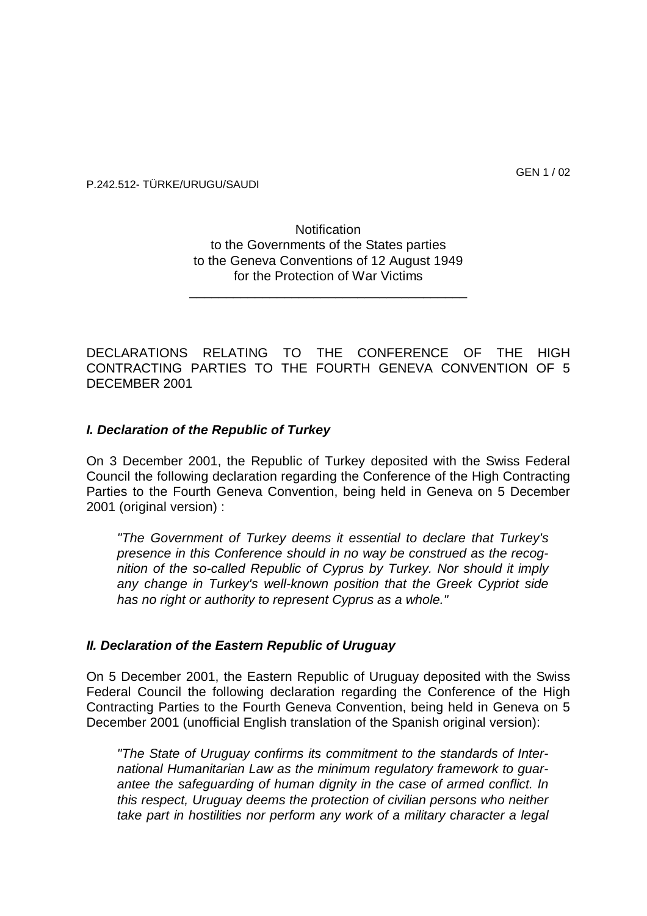P.242.512- TÜRKE/URUGU/SAUDI

GEN 1 / 02

Notification
to the Governments of the States parties
to the Geneva Conventions of 12 August 1949
for the Protection of War Victims

---

DECLARATIONS RELATING TO THE CONFERENCE OF THE HIGH CONTRACTING PARTIES TO THE FOURTH GENEVA CONVENTION OF 5 DECEMBER 2001

### *I. Declaration of the Republic of Turkey*

On 3 December 2001, the Republic of Turkey deposited with the Swiss Federal Council the following declaration regarding the Conference of the High Contracting Parties to the Fourth Geneva Convention, being held in Geneva on 5 December 2001 (original version) :

> *"The Government of Turkey deems it essential to declare that Turkey's presence in this Conference should in no way be construed as the recognition of the so-called Republic of Cyprus by Turkey. Nor should it imply any change in Turkey's well-known position that the Greek Cypriot side has no right or authority to represent Cyprus as a whole."*

### *II. Declaration of the Eastern Republic of Uruguay*

On 5 December 2001, the Eastern Republic of Uruguay deposited with the Swiss Federal Council the following declaration regarding the Conference of the High Contracting Parties to the Fourth Geneva Convention, being held in Geneva on 5 December 2001 (unofficial English translation of the Spanish original version):

> *"The State of Uruguay confirms its commitment to the standards of International Humanitarian Law as the minimum regulatory framework to guarantee the safeguarding of human dignity in the case of armed conflict. In this respect, Uruguay deems the protection of civilian persons who neither take part in hostilities nor perform any work of a military character a legal*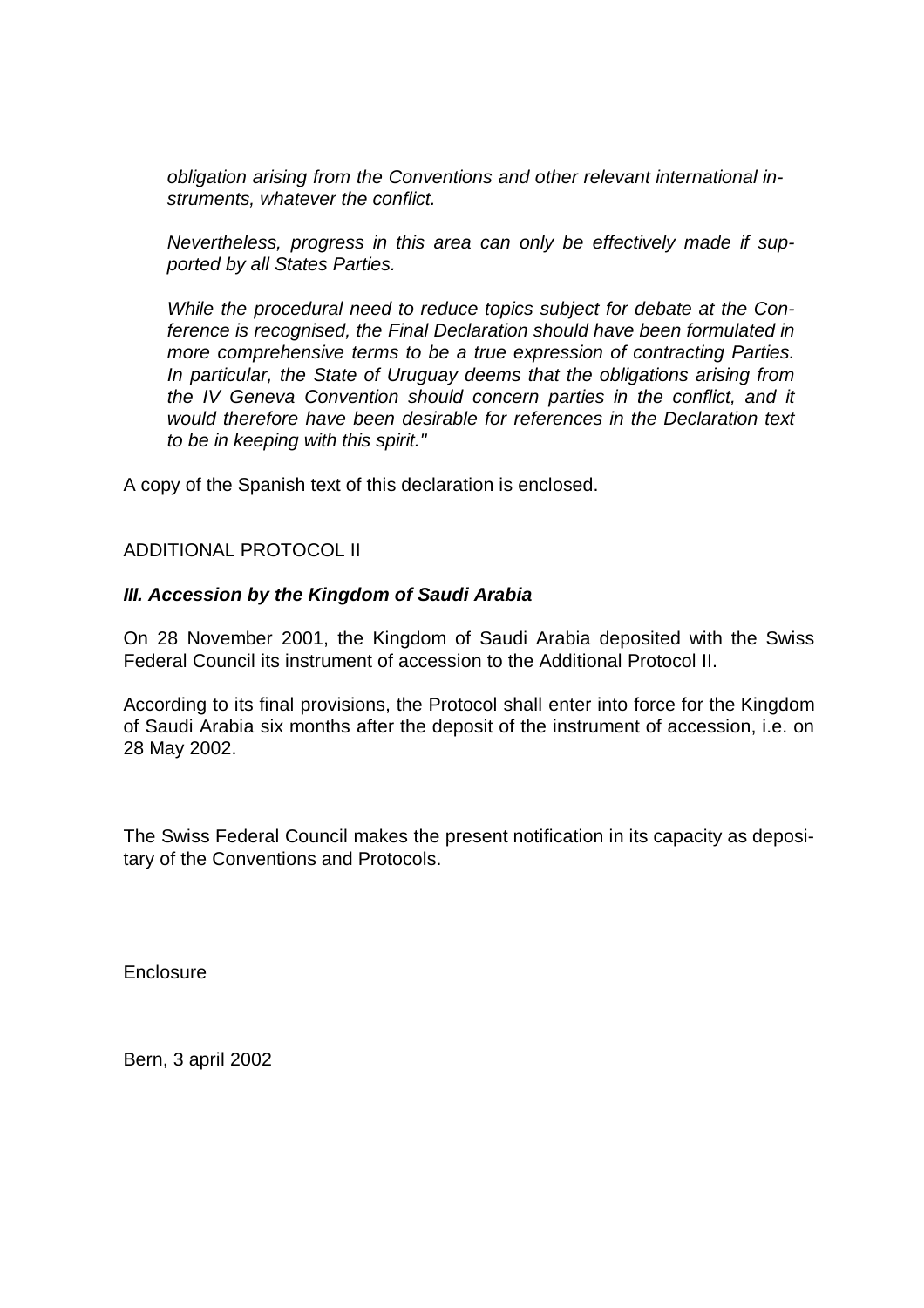*obligation arising from the Conventions and other relevant international instruments, whatever the conflict.*

*Nevertheless, progress in this area can only be effectively made if supported by all States Parties.*

*While the procedural need to reduce topics subject for debate at the Conference is recognised, the Final Declaration should have been formulated in more comprehensive terms to be a true expression of contracting Parties. In particular, the State of Uruguay deems that the obligations arising from the IV Geneva Convention should concern parties in the conflict, and it would therefore have been desirable for references in the Declaration text to be in keeping with this spirit."*

A copy of the Spanish text of this declaration is enclosed.

ADDITIONAL PROTOCOL II

***III. Accession by the Kingdom of Saudi Arabia***

On 28 November 2001, the Kingdom of Saudi Arabia deposited with the Swiss Federal Council its instrument of accession to the Additional Protocol II.

According to its final provisions, the Protocol shall enter into force for the Kingdom of Saudi Arabia six months after the deposit of the instrument of accession, i.e. on 28 May 2002.

The Swiss Federal Council makes the present notification in its capacity as depositary of the Conventions and Protocols.

Enclosure

Bern, 3 april 2002